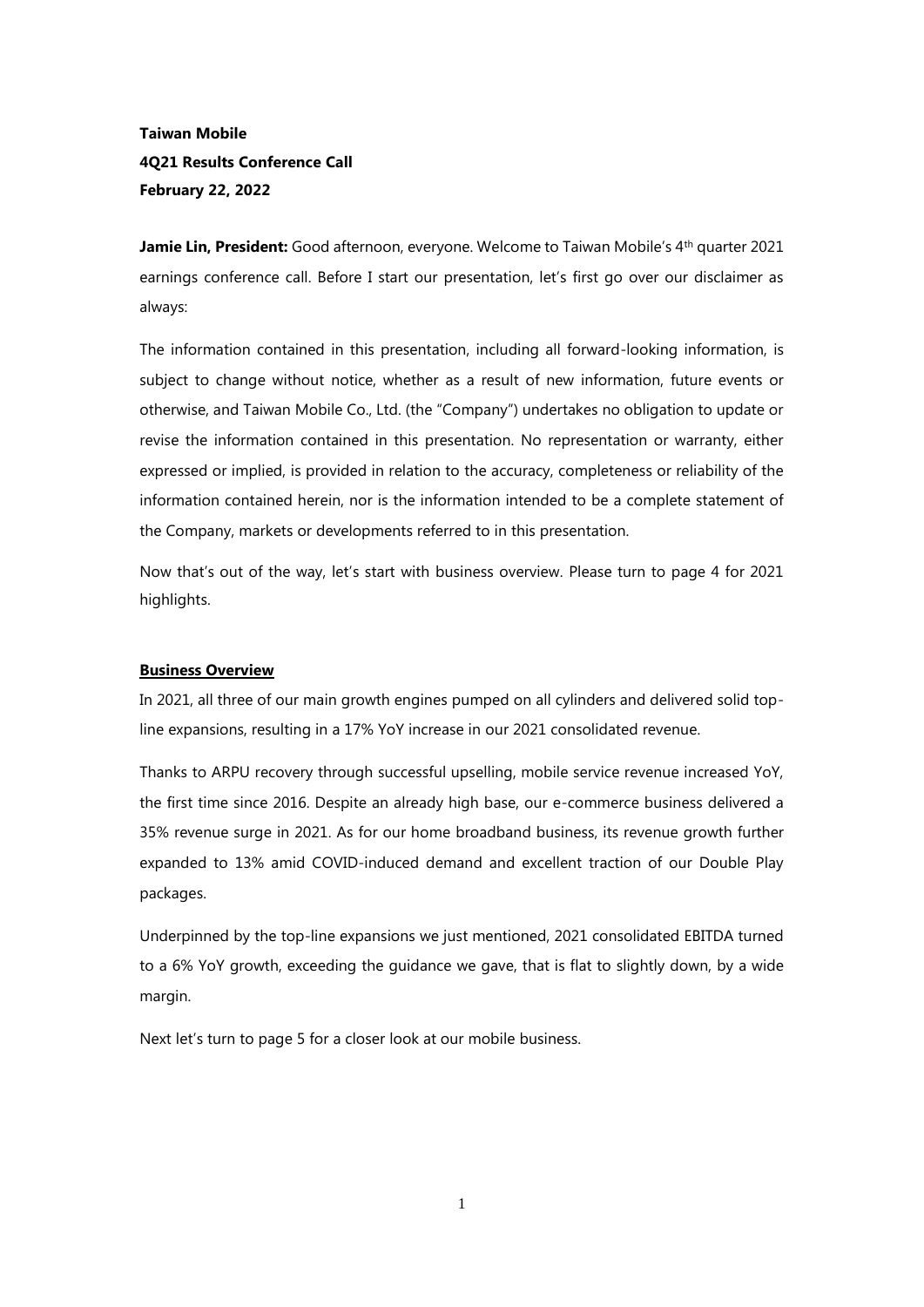**Taiwan Mobile**
**4Q21 Results Conference Call**
**February 22, 2022**

**Jamie Lin, President:** Good afternoon, everyone. Welcome to Taiwan Mobile's 4th quarter 2021 earnings conference call. Before I start our presentation, let's first go over our disclaimer as always:

The information contained in this presentation, including all forward-looking information, is subject to change without notice, whether as a result of new information, future events or otherwise, and Taiwan Mobile Co., Ltd. (the "Company") undertakes no obligation to update or revise the information contained in this presentation. No representation or warranty, either expressed or implied, is provided in relation to the accuracy, completeness or reliability of the information contained herein, nor is the information intended to be a complete statement of the Company, markets or developments referred to in this presentation.

Now that's out of the way, let's start with business overview. Please turn to page 4 for 2021 highlights.

## Business Overview

In 2021, all three of our main growth engines pumped on all cylinders and delivered solid top-line expansions, resulting in a 17% YoY increase in our 2021 consolidated revenue.

Thanks to ARPU recovery through successful upselling, mobile service revenue increased YoY, the first time since 2016. Despite an already high base, our e-commerce business delivered a 35% revenue surge in 2021. As for our home broadband business, its revenue growth further expanded to 13% amid COVID-induced demand and excellent traction of our Double Play packages.

Underpinned by the top-line expansions we just mentioned, 2021 consolidated EBITDA turned to a 6% YoY growth, exceeding the guidance we gave, that is flat to slightly down, by a wide margin.

Next let's turn to page 5 for a closer look at our mobile business.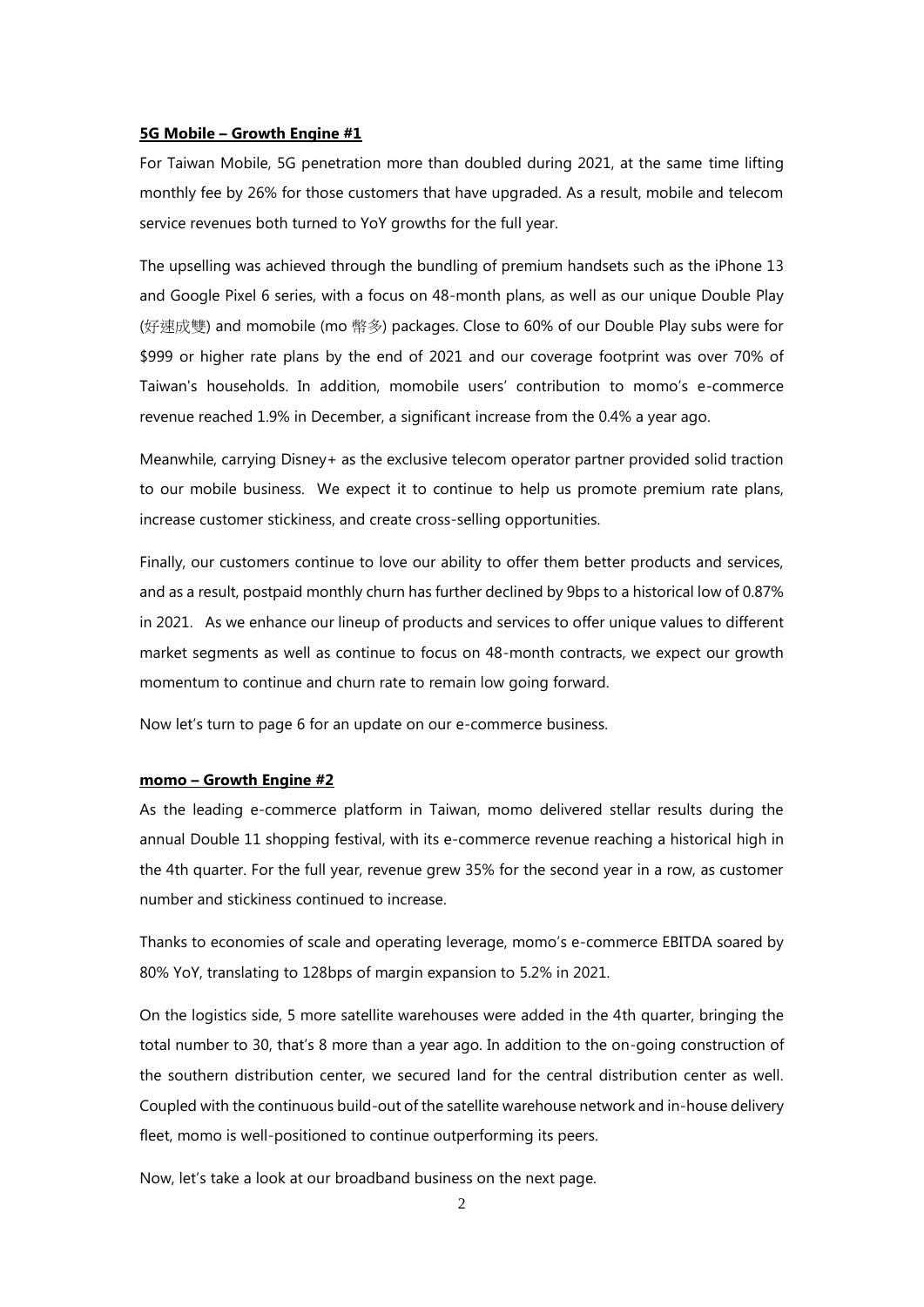**5G Mobile – Growth Engine #1**

For Taiwan Mobile, 5G penetration more than doubled during 2021, at the same time lifting monthly fee by 26% for those customers that have upgraded. As a result, mobile and telecom service revenues both turned to YoY growths for the full year.

The upselling was achieved through the bundling of premium handsets such as the iPhone 13 and Google Pixel 6 series, with a focus on 48-month plans, as well as our unique Double Play (好速成雙) and momobile (mo 幣多) packages. Close to 60% of our Double Play subs were for $999 or higher rate plans by the end of 2021 and our coverage footprint was over 70% of Taiwan's households. In addition, momobile users' contribution to momo's e-commerce revenue reached 1.9% in December, a significant increase from the 0.4% a year ago.

Meanwhile, carrying Disney+ as the exclusive telecom operator partner provided solid traction to our mobile business. We expect it to continue to help us promote premium rate plans, increase customer stickiness, and create cross-selling opportunities.

Finally, our customers continue to love our ability to offer them better products and services, and as a result, postpaid monthly churn has further declined by 9bps to a historical low of 0.87% in 2021. As we enhance our lineup of products and services to offer unique values to different market segments as well as continue to focus on 48-month contracts, we expect our growth momentum to continue and churn rate to remain low going forward.

Now let's turn to page 6 for an update on our e-commerce business.

**momo – Growth Engine #2**

As the leading e-commerce platform in Taiwan, momo delivered stellar results during the annual Double 11 shopping festival, with its e-commerce revenue reaching a historical high in the 4th quarter. For the full year, revenue grew 35% for the second year in a row, as customer number and stickiness continued to increase.

Thanks to economies of scale and operating leverage, momo's e-commerce EBITDA soared by 80% YoY, translating to 128bps of margin expansion to 5.2% in 2021.

On the logistics side, 5 more satellite warehouses were added in the 4th quarter, bringing the total number to 30, that's 8 more than a year ago. In addition to the on-going construction of the southern distribution center, we secured land for the central distribution center as well. Coupled with the continuous build-out of the satellite warehouse network and in-house delivery fleet, momo is well-positioned to continue outperforming its peers.

Now, let's take a look at our broadband business on the next page.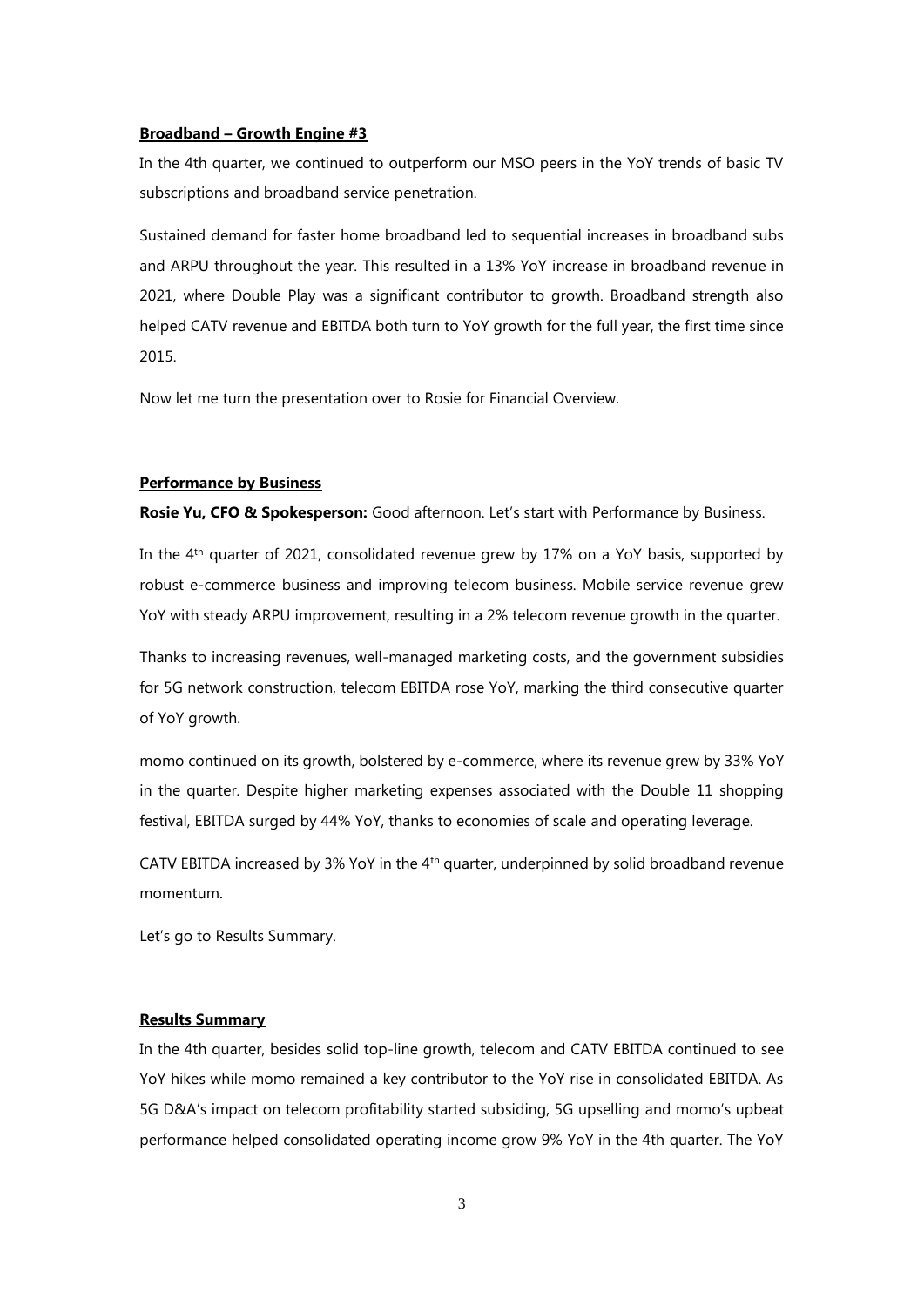### Broadband – Growth Engine #3

In the 4th quarter, we continued to outperform our MSO peers in the YoY trends of basic TV subscriptions and broadband service penetration.

Sustained demand for faster home broadband led to sequential increases in broadband subs and ARPU throughout the year. This resulted in a 13% YoY increase in broadband revenue in 2021, where Double Play was a significant contributor to growth. Broadband strength also helped CATV revenue and EBITDA both turn to YoY growth for the full year, the first time since 2015.

Now let me turn the presentation over to Rosie for Financial Overview.

### Performance by Business

**Rosie Yu, CFO & Spokesperson:** Good afternoon. Let's start with Performance by Business.

In the 4th quarter of 2021, consolidated revenue grew by 17% on a YoY basis, supported by robust e-commerce business and improving telecom business. Mobile service revenue grew YoY with steady ARPU improvement, resulting in a 2% telecom revenue growth in the quarter.

Thanks to increasing revenues, well-managed marketing costs, and the government subsidies for 5G network construction, telecom EBITDA rose YoY, marking the third consecutive quarter of YoY growth.

momo continued on its growth, bolstered by e-commerce, where its revenue grew by 33% YoY in the quarter. Despite higher marketing expenses associated with the Double 11 shopping festival, EBITDA surged by 44% YoY, thanks to economies of scale and operating leverage.

CATV EBITDA increased by 3% YoY in the 4th quarter, underpinned by solid broadband revenue momentum.

Let's go to Results Summary.

### Results Summary

In the 4th quarter, besides solid top-line growth, telecom and CATV EBITDA continued to see YoY hikes while momo remained a key contributor to the YoY rise in consolidated EBITDA. As 5G D&A's impact on telecom profitability started subsiding, 5G upselling and momo's upbeat performance helped consolidated operating income grow 9% YoY in the 4th quarter. The YoY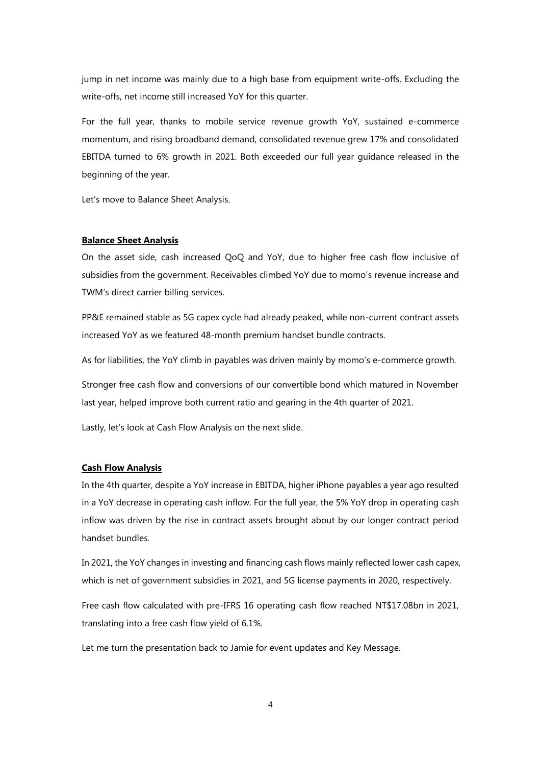jump in net income was mainly due to a high base from equipment write-offs. Excluding the write-offs, net income still increased YoY for this quarter.

For the full year, thanks to mobile service revenue growth YoY, sustained e-commerce momentum, and rising broadband demand, consolidated revenue grew 17% and consolidated EBITDA turned to 6% growth in 2021. Both exceeded our full year guidance released in the beginning of the year.

Let's move to Balance Sheet Analysis.

**Balance Sheet Analysis**

On the asset side, cash increased QoQ and YoY, due to higher free cash flow inclusive of subsidies from the government. Receivables climbed YoY due to momo's revenue increase and TWM's direct carrier billing services.

PP&E remained stable as 5G capex cycle had already peaked, while non-current contract assets increased YoY as we featured 48-month premium handset bundle contracts.

As for liabilities, the YoY climb in payables was driven mainly by momo's e-commerce growth.

Stronger free cash flow and conversions of our convertible bond which matured in November last year, helped improve both current ratio and gearing in the 4th quarter of 2021.

Lastly, let's look at Cash Flow Analysis on the next slide.

**Cash Flow Analysis**

In the 4th quarter, despite a YoY increase in EBITDA, higher iPhone payables a year ago resulted in a YoY decrease in operating cash inflow. For the full year, the 5% YoY drop in operating cash inflow was driven by the rise in contract assets brought about by our longer contract period handset bundles.

In 2021, the YoY changes in investing and financing cash flows mainly reflected lower cash capex, which is net of government subsidies in 2021, and 5G license payments in 2020, respectively.

Free cash flow calculated with pre-IFRS 16 operating cash flow reached NT$17.08bn in 2021, translating into a free cash flow yield of 6.1%.

Let me turn the presentation back to Jamie for event updates and Key Message.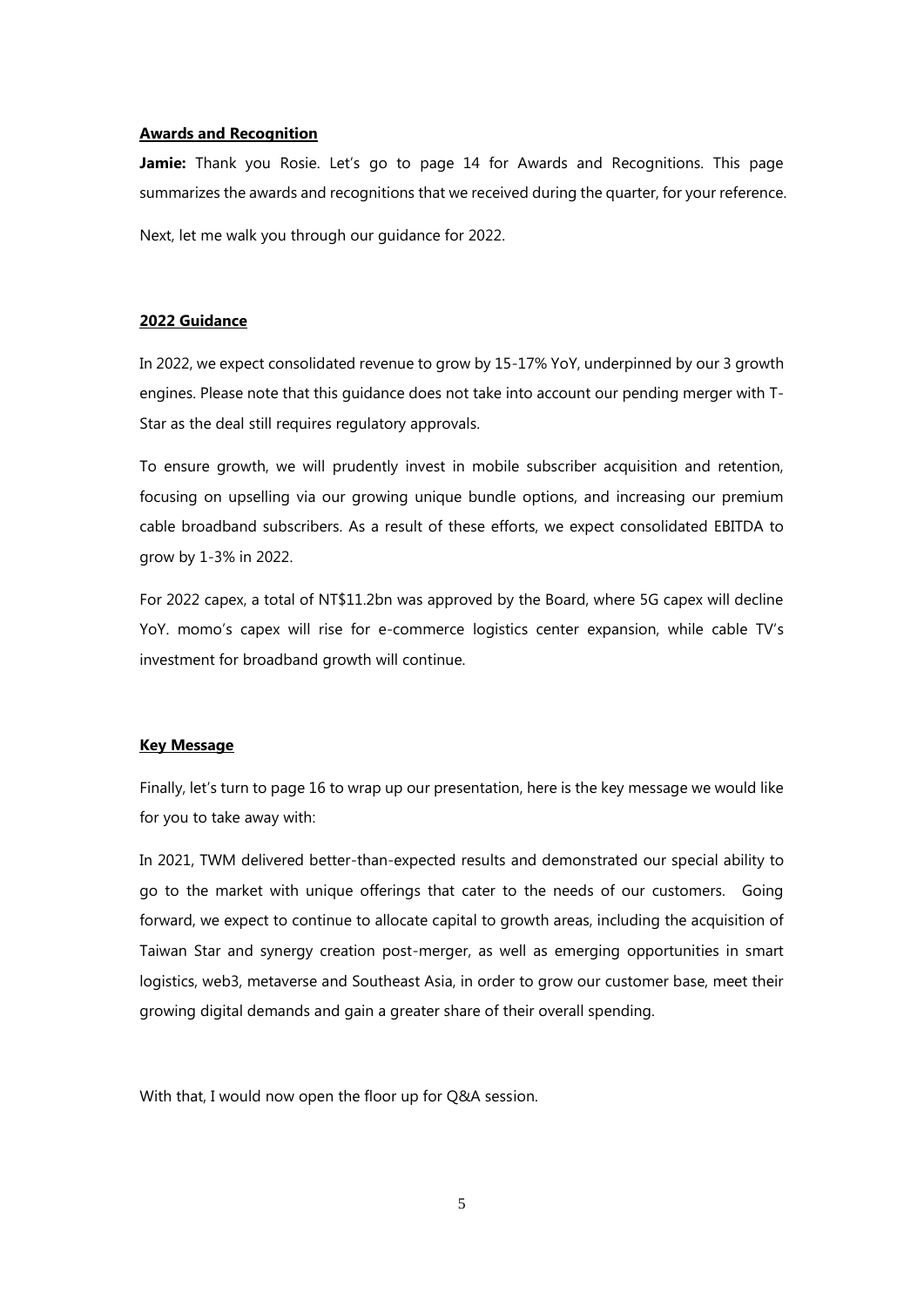**Awards and Recognition**

**Jamie:** Thank you Rosie. Let's go to page 14 for Awards and Recognitions. This page summarizes the awards and recognitions that we received during the quarter, for your reference.

Next, let me walk you through our guidance for 2022.

**2022 Guidance**

In 2022, we expect consolidated revenue to grow by 15-17% YoY, underpinned by our 3 growth engines. Please note that this guidance does not take into account our pending merger with T-Star as the deal still requires regulatory approvals.

To ensure growth, we will prudently invest in mobile subscriber acquisition and retention, focusing on upselling via our growing unique bundle options, and increasing our premium cable broadband subscribers. As a result of these efforts, we expect consolidated EBITDA to grow by 1-3% in 2022.

For 2022 capex, a total of NT$11.2bn was approved by the Board, where 5G capex will decline YoY. momo's capex will rise for e-commerce logistics center expansion, while cable TV's investment for broadband growth will continue.

**Key Message**

Finally, let's turn to page 16 to wrap up our presentation, here is the key message we would like for you to take away with:

In 2021, TWM delivered better-than-expected results and demonstrated our special ability to go to the market with unique offerings that cater to the needs of our customers. Going forward, we expect to continue to allocate capital to growth areas, including the acquisition of Taiwan Star and synergy creation post-merger, as well as emerging opportunities in smart logistics, web3, metaverse and Southeast Asia, in order to grow our customer base, meet their growing digital demands and gain a greater share of their overall spending.

With that, I would now open the floor up for Q&A session.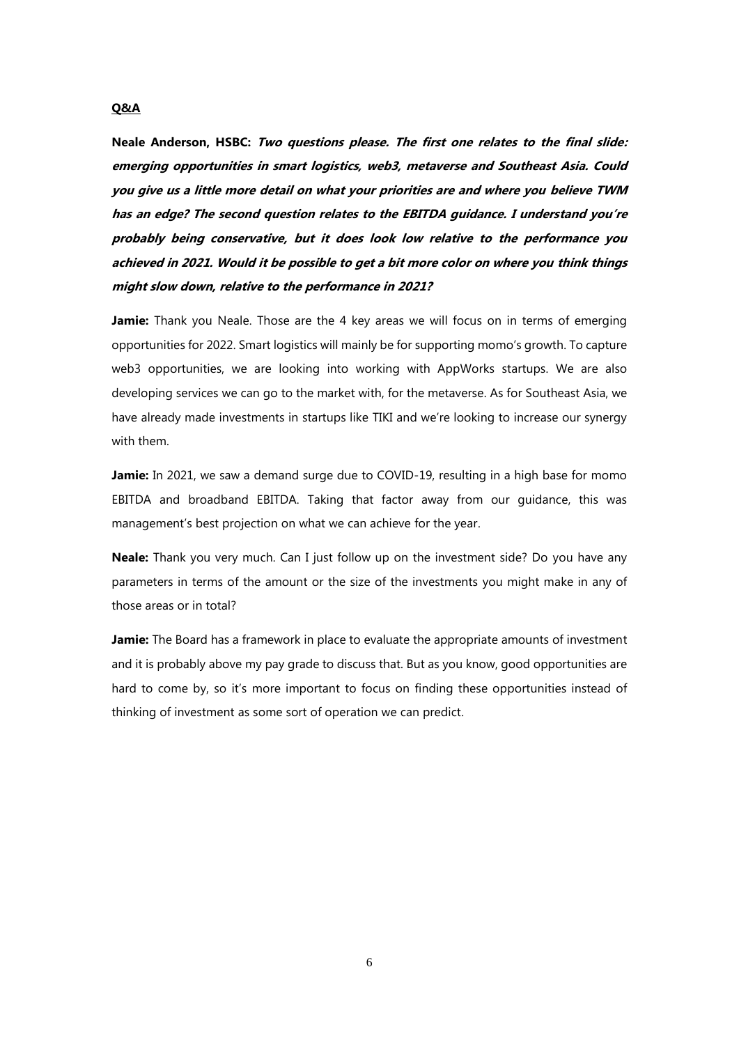**Q&A**

**Neale Anderson, HSBC:** ***Two questions please. The first one relates to the final slide: emerging opportunities in smart logistics, web3, metaverse and Southeast Asia. Could you give us a little more detail on what your priorities are and where you believe TWM has an edge? The second question relates to the EBITDA guidance. I understand you're probably being conservative, but it does look low relative to the performance you achieved in 2021. Would it be possible to get a bit more color on where you think things might slow down, relative to the performance in 2021?***

**Jamie:** Thank you Neale. Those are the 4 key areas we will focus on in terms of emerging opportunities for 2022. Smart logistics will mainly be for supporting momo's growth. To capture web3 opportunities, we are looking into working with AppWorks startups. We are also developing services we can go to the market with, for the metaverse. As for Southeast Asia, we have already made investments in startups like TIKI and we're looking to increase our synergy with them.

**Jamie:** In 2021, we saw a demand surge due to COVID-19, resulting in a high base for momo EBITDA and broadband EBITDA. Taking that factor away from our guidance, this was management's best projection on what we can achieve for the year.

**Neale:** Thank you very much. Can I just follow up on the investment side? Do you have any parameters in terms of the amount or the size of the investments you might make in any of those areas or in total?

**Jamie:** The Board has a framework in place to evaluate the appropriate amounts of investment and it is probably above my pay grade to discuss that. But as you know, good opportunities are hard to come by, so it's more important to focus on finding these opportunities instead of thinking of investment as some sort of operation we can predict.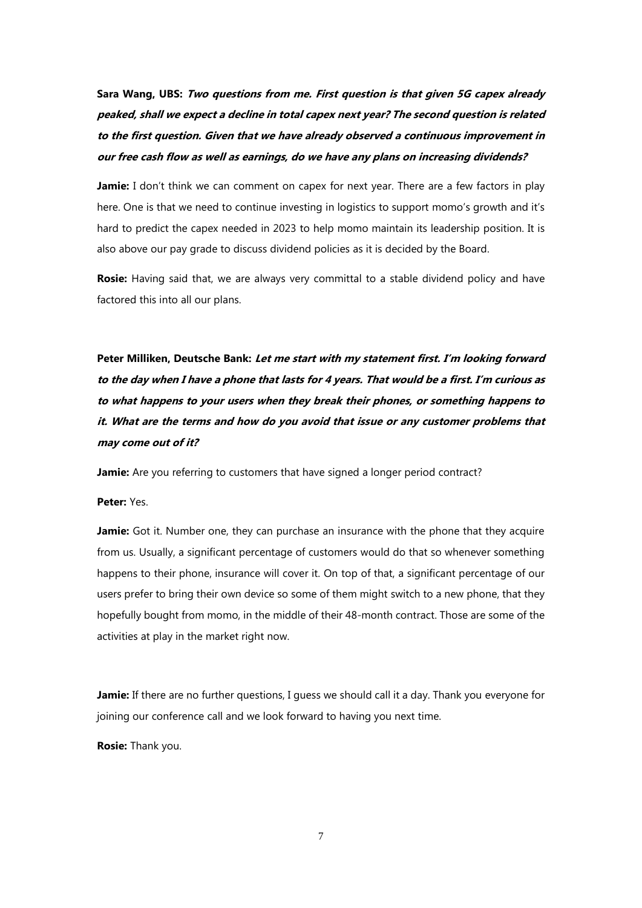**Sara Wang, UBS:** ***Two questions from me. First question is that given 5G capex already peaked, shall we expect a decline in total capex next year? The second question is related to the first question. Given that we have already observed a continuous improvement in our free cash flow as well as earnings, do we have any plans on increasing dividends?***

**Jamie:** I don't think we can comment on capex for next year. There are a few factors in play here. One is that we need to continue investing in logistics to support momo's growth and it's hard to predict the capex needed in 2023 to help momo maintain its leadership position. It is also above our pay grade to discuss dividend policies as it is decided by the Board.

**Rosie:** Having said that, we are always very committal to a stable dividend policy and have factored this into all our plans.

**Peter Milliken, Deutsche Bank:** ***Let me start with my statement first. I'm looking forward to the day when I have a phone that lasts for 4 years. That would be a first. I'm curious as to what happens to your users when they break their phones, or something happens to it. What are the terms and how do you avoid that issue or any customer problems that may come out of it?***

**Jamie:** Are you referring to customers that have signed a longer period contract?

**Peter:** Yes.

**Jamie:** Got it. Number one, they can purchase an insurance with the phone that they acquire from us. Usually, a significant percentage of customers would do that so whenever something happens to their phone, insurance will cover it. On top of that, a significant percentage of our users prefer to bring their own device so some of them might switch to a new phone, that they hopefully bought from momo, in the middle of their 48-month contract. Those are some of the activities at play in the market right now.

**Jamie:** If there are no further questions, I guess we should call it a day. Thank you everyone for joining our conference call and we look forward to having you next time.

**Rosie:** Thank you.